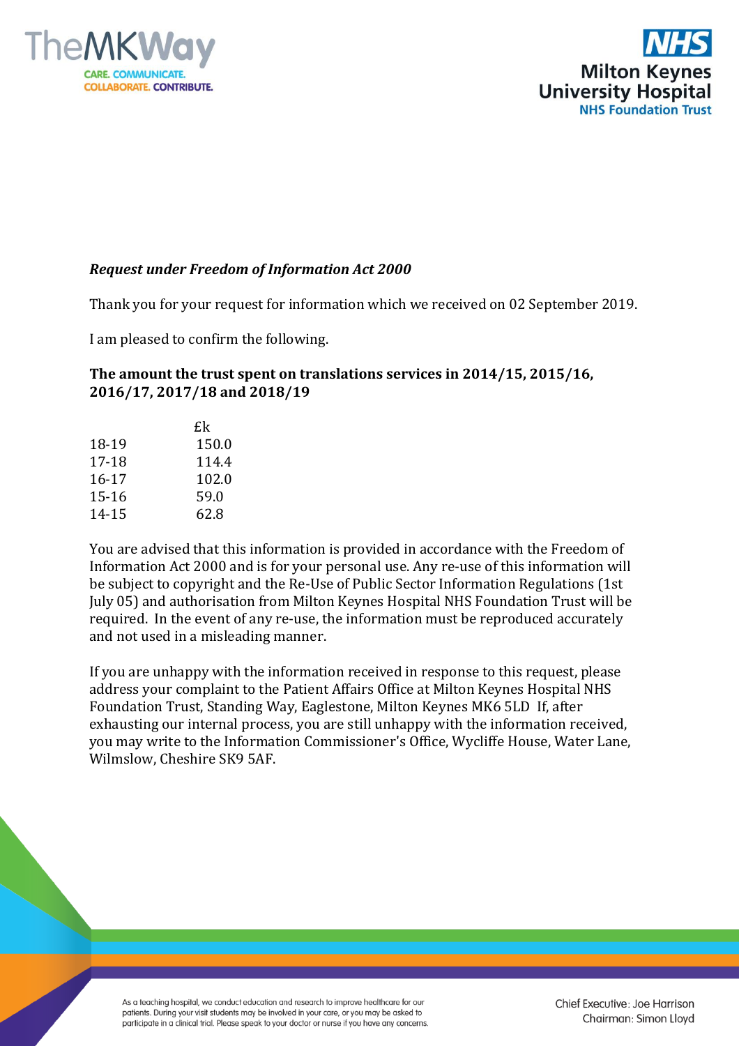***Request under Freedom of Information Act 2000***

Thank you for your request for information which we received on 02 September 2019.

I am pleased to confirm the following.

**The amount the trust spent on translations services in 2014/15, 2015/16, 2016/17, 2017/18 and 2018/19**

| | £k |
|---|---|
| 18-19 | 150.0 |
| 17-18 | 114.4 |
| 16-17 | 102.0 |
| 15-16 | 59.0 |
| 14-15 | 62.8 |

You are advised that this information is provided in accordance with the Freedom of Information Act 2000 and is for your personal use. Any re-use of this information will be subject to copyright and the Re-Use of Public Sector Information Regulations (1st July 05) and authorisation from Milton Keynes Hospital NHS Foundation Trust will be required. In the event of any re-use, the information must be reproduced accurately and not used in a misleading manner.

If you are unhappy with the information received in response to this request, please address your complaint to the Patient Affairs Office at Milton Keynes Hospital NHS Foundation Trust, Standing Way, Eaglestone, Milton Keynes MK6 5LD If, after exhausting our internal process, you are still unhappy with the information received, you may write to the Information Commissioner's Office, Wycliffe House, Water Lane, Wilmslow, Cheshire SK9 5AF.

As a teaching hospital, we conduct education and research to improve healthcare for our patients. During your visit students may be involved in your care, or you may be asked to participate in a clinical trial. Please speak to your doctor or nurse if you have any concerns.

Chief Executive: Joe Harrison
Chairman: Simon Lloyd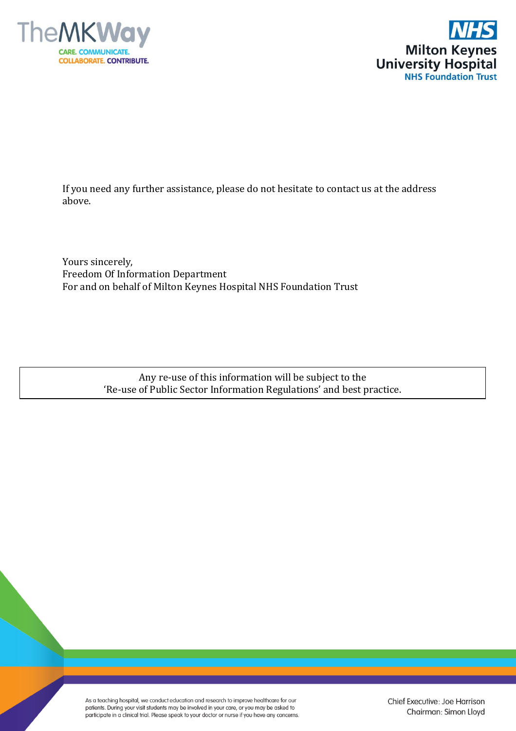If you need any further assistance, please do not hesitate to contact us at the address above.

Yours sincerely,
Freedom Of Information Department
For and on behalf of Milton Keynes Hospital NHS Foundation Trust

| |
|---|
| Any re-use of this information will be subject to the ‘Re-use of Public Sector Information Regulations’ and best practice. |